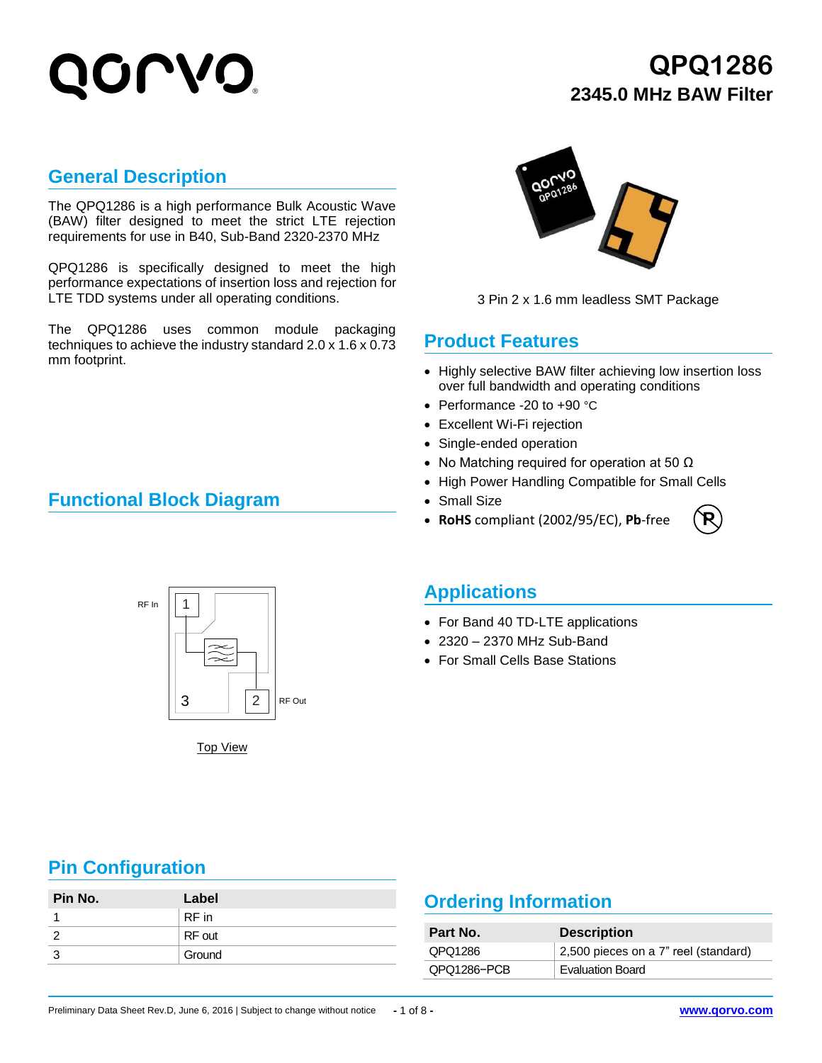# QPQ1286

## 2345.0 MHz BAW Filter

## General Description

The QPQ1286 is a high performance Bulk Acoustic Wave (BAW) filter designed to meet the strict LTE rejection requirements for use in B40, Sub-Band 2320-2370 MHz

QPQ1286 is specifically designed to meet the high performance expectations of insertion loss and rejection for LTE TDD systems under all operating conditions.

The QPQ1286 uses common module packaging techniques to achieve the industry standard 2.0 x 1.6 x 0.73 mm footprint.

3 Pin 2 x 1.6 mm leadless SMT Package

## Product Features

- Highly selective BAW filter achieving low insertion loss over full bandwidth and operating conditions
- Performance -20 to +90 °C
- Excellent Wi-Fi rejection
- Single-ended operation
- No Matching required for operation at 50 Ω
- High Power Handling Compatible for Small Cells
- Small Size
- **RoHS** compliant (2002/95/EC), **Pb**-free

## Functional Block Diagram

RF In 1

3 2 RF Out

Top View

## Applications

- For Band 40 TD-LTE applications
- 2320 – 2370 MHz Sub-Band
- For Small Cells Base Stations

## Pin Configuration

| Pin No. | Label |
|---|---|
| 1 | RF in |
| 2 | RF out |
| 3 | Ground |

## Ordering Information

| Part No. | Description |
|---|---|
| QPQ1286 | 2,500 pieces on a 7" reel (standard) |
| QPQ1286−PCB | Evaluation Board |

Preliminary Data Sheet Rev.D, June 6, 2016 | Subject to change without notice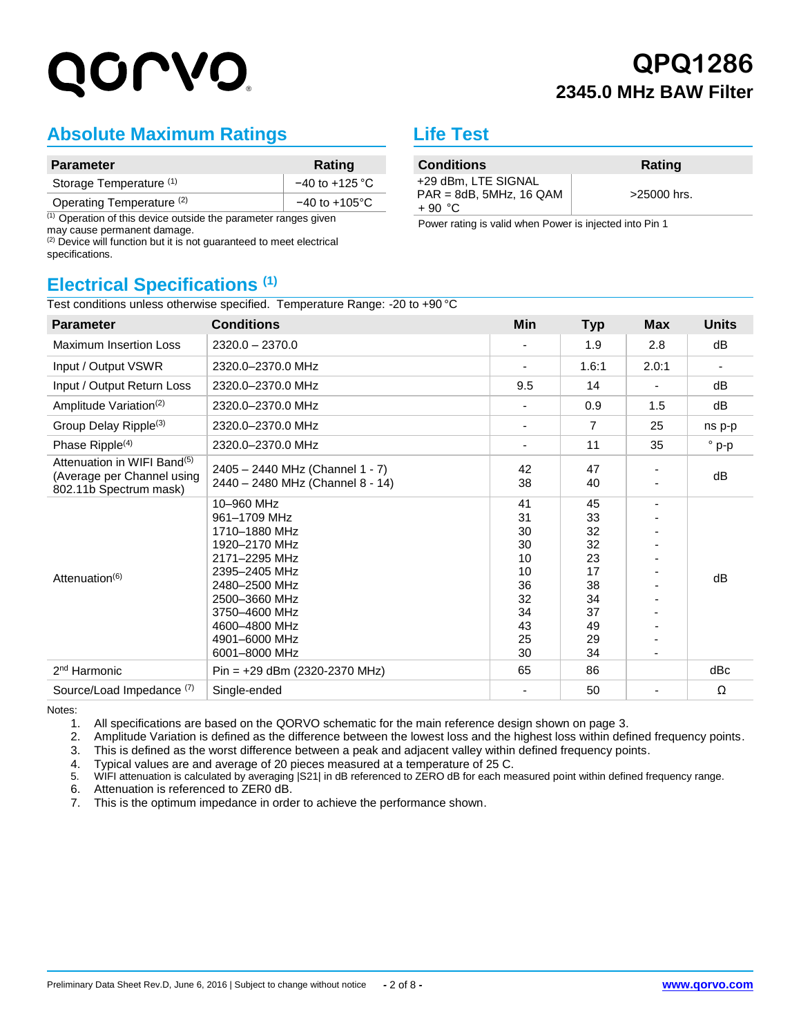# QPQ1286

## 2345.0 MHz BAW Filter

## Absolute Maximum Ratings

| Parameter | Rating |
|---|---|
| Storage Temperature [1] | −40 to +125 °C |
| Operating Temperature [2] | −40 to +105°C |

[1] Operation of this device outside the parameter ranges given may cause permanent damage.
[2] Device will function but it is not guaranteed to meet electrical specifications.

## Life Test

| Conditions | Rating |
|---|---|
| +29 dBm, LTE SIGNAL PAR = 8dB, 5MHz, 16 QAM + 90 °C | >25000 hrs. |

Power rating is valid when Power is injected into Pin 1

## Electrical Specifications [1]

Test conditions unless otherwise specified. Temperature Range: -20 to +90 °C

| Parameter | Conditions | Min | Typ | Max | Units |
|---|---|---|---|---|---|
| Maximum Insertion Loss | 2320.0 – 2370.0 | - | 1.9 | 2.8 | dB |
| Input / Output VSWR | 2320.0–2370.0 MHz | - | 1.6:1 | 2.0:1 | - |
| Input / Output Return Loss | 2320.0–2370.0 MHz | 9.5 | 14 | - | dB |
| Amplitude Variation[2] | 2320.0–2370.0 MHz | - | 0.9 | 1.5 | dB |
| Group Delay Ripple[3] | 2320.0–2370.0 MHz | - | 7 | 25 | ns p-p |
| Phase Ripple[4] | 2320.0–2370.0 MHz | - | 11 | 35 | ° p-p |
| Attenuation in WIFI Band[5] (Average per Channel using 802.11b Spectrum mask) | 2405 – 2440 MHz (Channel 1 - 7)<br>2440 – 2480 MHz (Channel 8 - 14) | 42<br>38 | 47<br>40 | -<br>- | dB |
| Attenuation[6] | 10–960 MHz<br>961–1709 MHz<br>1710–1880 MHz<br>1920–2170 MHz<br>2171–2295 MHz<br>2395–2405 MHz<br>2480–2500 MHz<br>2500–3660 MHz<br>3750–4600 MHz<br>4600–4800 MHz<br>4901–6000 MHz<br>6001–8000 MHz | 41<br>31<br>30<br>30<br>10<br>10<br>36<br>32<br>34<br>43<br>25<br>30 | 45<br>33<br>32<br>32<br>23<br>17<br>38<br>34<br>37<br>49<br>29<br>34 | -<br>-<br>-<br>-<br>-<br>-<br>-<br>-<br>-<br>-<br>-<br>- | dB |
| 2nd Harmonic | Pin = +29 dBm (2320-2370 MHz) | 65 | 86 | | dBc |
| Source/Load Impedance [7] | Single-ended | - | 50 | - | Ω |

Notes:

1. All specifications are based on the QORVO schematic for the main reference design shown on page 3.
2. Amplitude Variation is defined as the difference between the lowest loss and the highest loss within defined frequency points.
3. This is defined as the worst difference between a peak and adjacent valley within defined frequency points.
4. Typical values are and average of 20 pieces measured at a temperature of 25 C.
5. WIFI attenuation is calculated by averaging |S21| in dB referenced to ZERO dB for each measured point within defined frequency range.
6. Attenuation is referenced to ZER0 dB.
7. This is the optimum impedance in order to achieve the performance shown.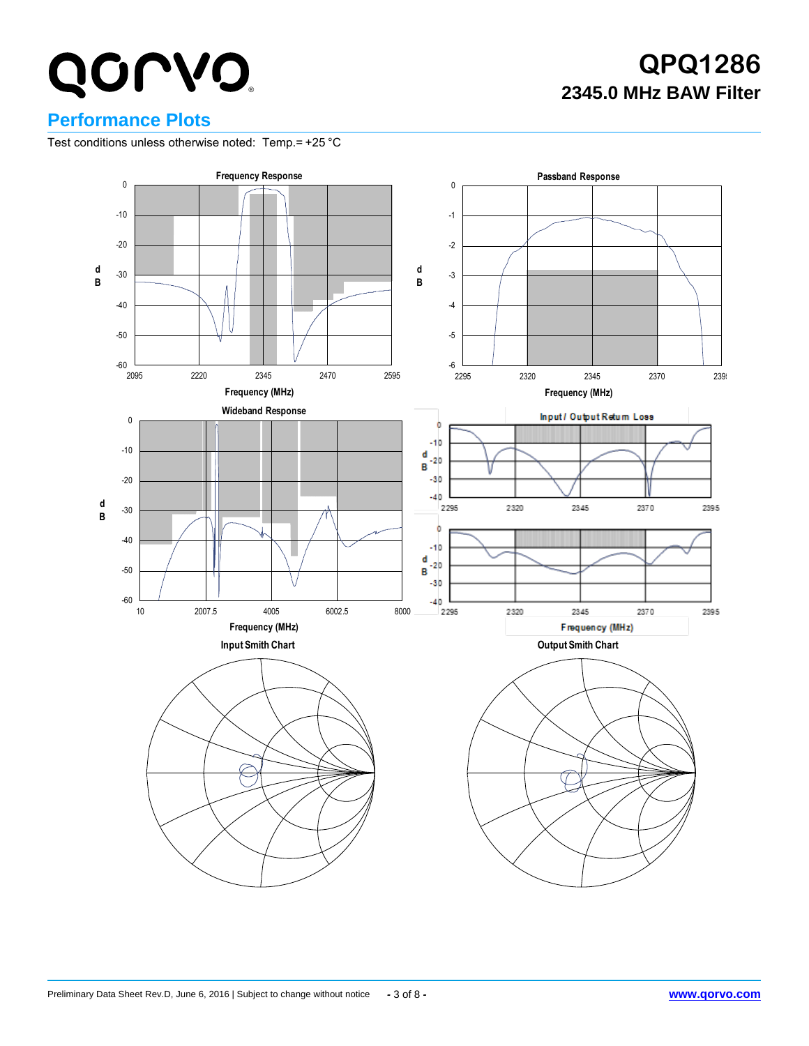## Performance Plots

Test conditions unless otherwise noted: Temp.= +25 °C

**Frequency Response**

**Passband Response**

**Wideband Response**

**Input / Output Return Loss**

**Input Smith Chart**

**Output Smith Chart**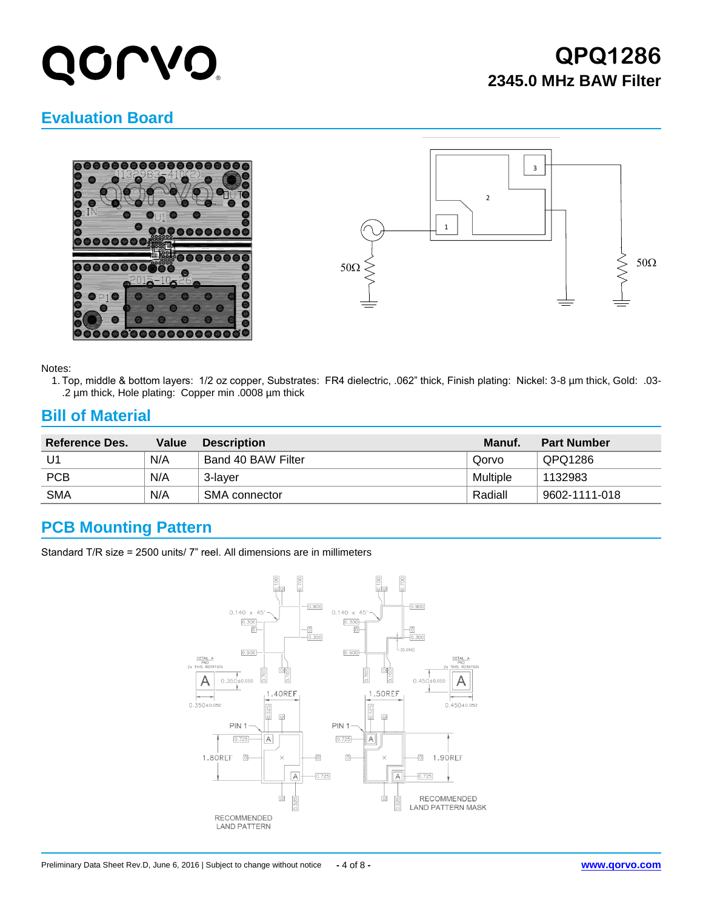## Evaluation Board

Notes:

1. Top, middle & bottom layers: 1/2 oz copper, Substrates: FR4 dielectric, .062" thick, Finish plating: Nickel: 3-8 µm thick, Gold: .03-.2 µm thick, Hole plating: Copper min .0008 µm thick

## Bill of Material

| Reference Des. | Value | Description | Manuf. | Part Number |
|---|---|---|---|---|
| U1 | N/A | Band 40 BAW Filter | Qorvo | QPQ1286 |
| PCB | N/A | 3-layer | Multiple | 1132983 |
| SMA | N/A | SMA connector | Radiall | 9602-1111-018 |

## PCB Mounting Pattern

Standard T/R size = 2500 units/ 7" reel. All dimensions are in millimeters

RECOMMENDED LAND PATTERN

RECOMMENDED LAND PATTERN MASK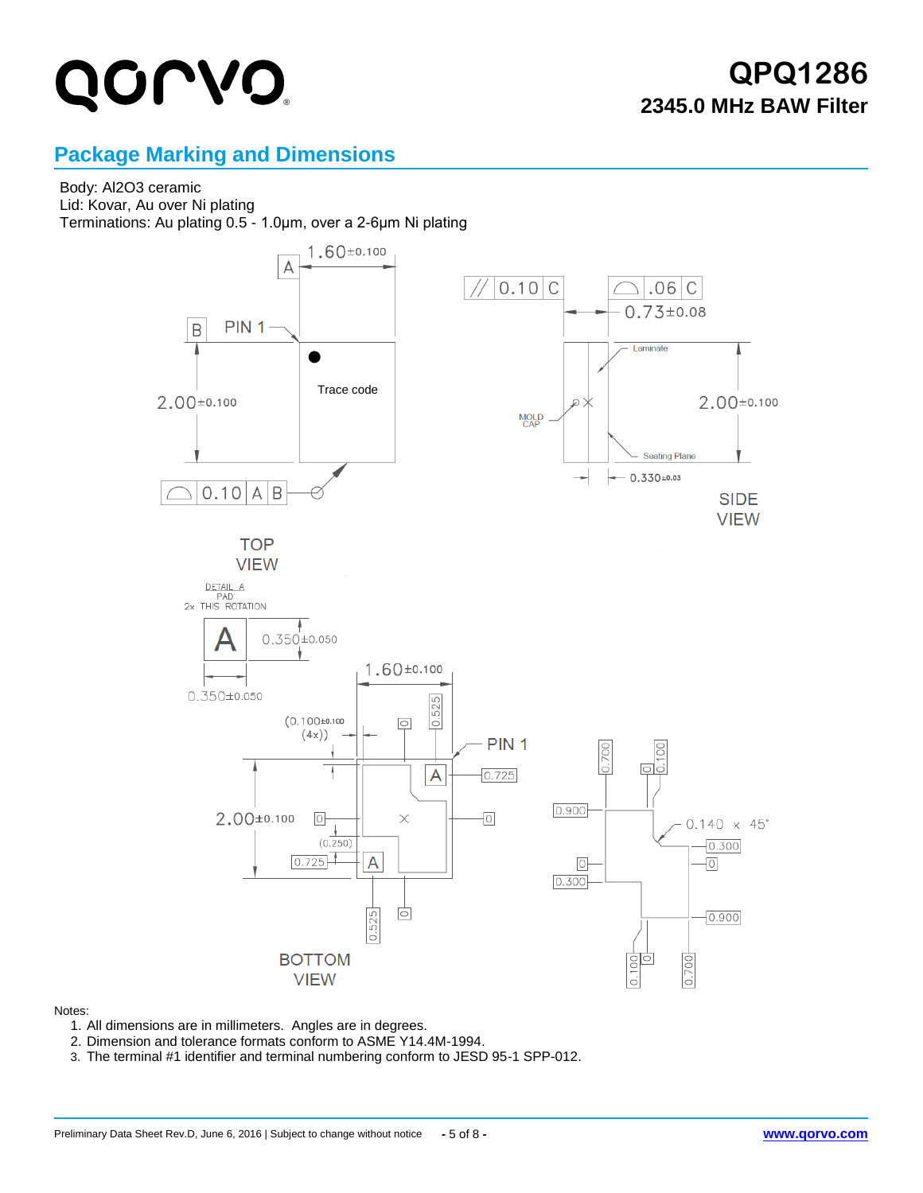## Package Marking and Dimensions

Body: Al2O3 ceramic
Lid: Kovar, Au over Ni plating
Terminations: Au plating 0.5 - 1.0µm, over a 2-6µm Ni plating

Notes:

1. All dimensions are in millimeters. Angles are in degrees.
2. Dimension and tolerance formats conform to ASME Y14.4M-1994.
3. The terminal #1 identifier and terminal numbering conform to JESD 95-1 SPP-012.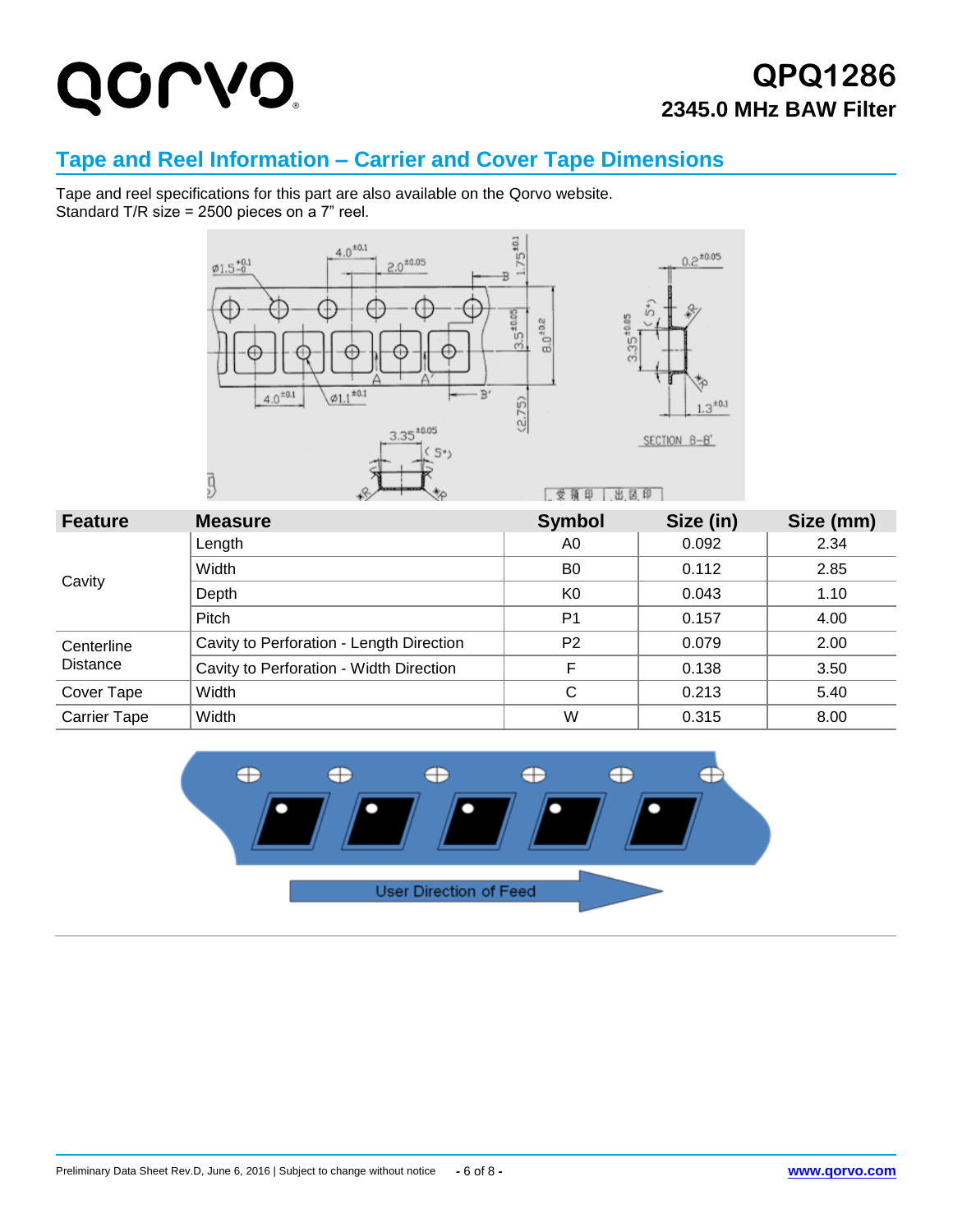## Tape and Reel Information – Carrier and Cover Tape Dimensions

Tape and reel specifications for this part are also available on the Qorvo website.
Standard T/R size = 2500 pieces on a 7” reel.

| Feature | Measure | Symbol | Size (in) | Size (mm) |
|---|---|---|---|---|
| Cavity | Length | A0 | 0.092 | 2.34 |
| | Width | B0 | 0.112 | 2.85 |
| | Depth | K0 | 0.043 | 1.10 |
| | Pitch | P1 | 0.157 | 4.00 |
| Centerline Distance | Cavity to Perforation - Length Direction | P2 | 0.079 | 2.00 |
| | Cavity to Perforation - Width Direction | F | 0.138 | 3.50 |
| Cover Tape | Width | C | 0.213 | 5.40 |
| Carrier Tape | Width | W | 0.315 | 8.00 |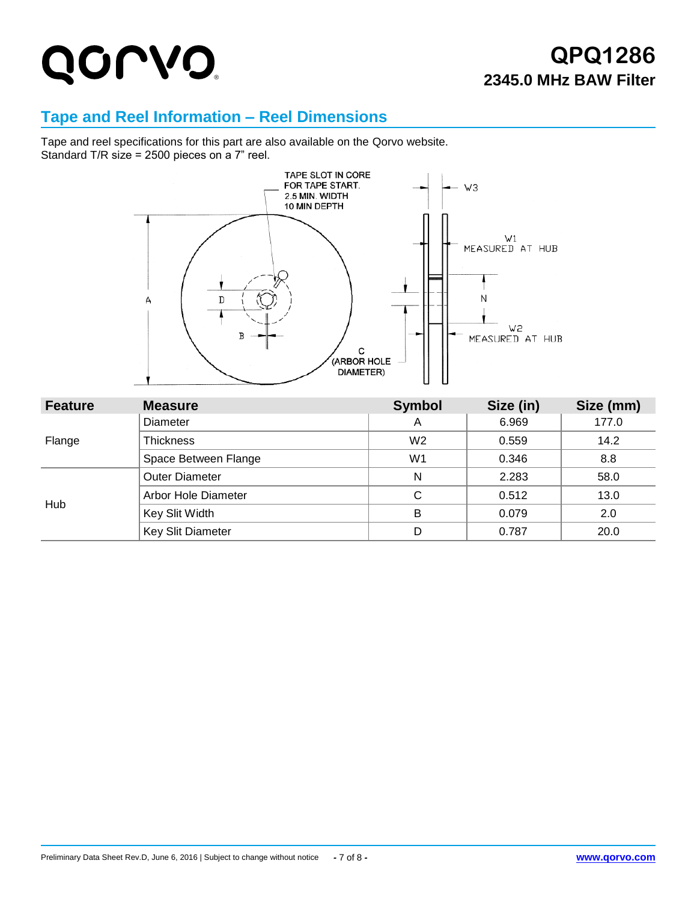## Tape and Reel Information – Reel Dimensions

Tape and reel specifications for this part are also available on the Qorvo website.
Standard T/R size = 2500 pieces on a 7" reel.

| Feature | Measure | Symbol | Size (in) | Size (mm) |
|---|---|---|---|---|
| Flange | Diameter | A | 6.969 | 177.0 |
| | Thickness | W2 | 0.559 | 14.2 |
| | Space Between Flange | W1 | 0.346 | 8.8 |
| Hub | Outer Diameter | N | 2.283 | 58.0 |
| | Arbor Hole Diameter | C | 0.512 | 13.0 |
| | Key Slit Width | B | 0.079 | 2.0 |
| | Key Slit Diameter | D | 0.787 | 20.0 |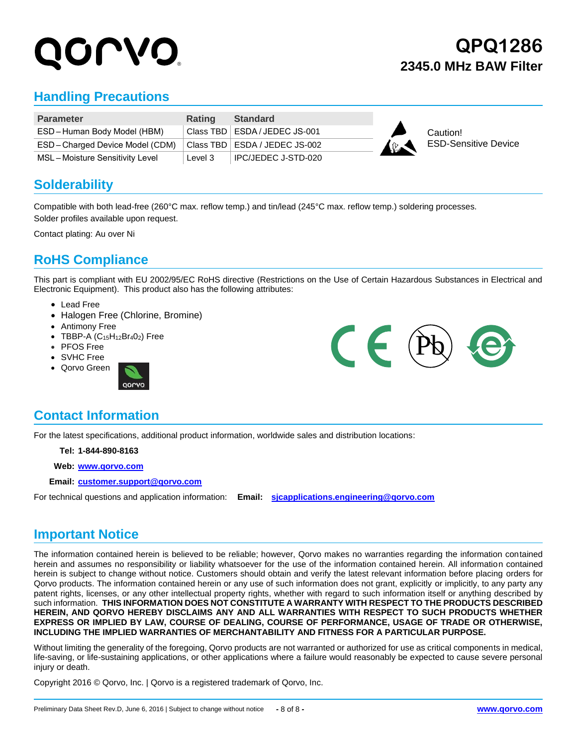## Handling Precautions

| Parameter | Rating | Standard |
|---|---|---|
| ESD – Human Body Model (HBM) | Class TBD | ESDA / JEDEC JS-001 |
| ESD – Charged Device Model (CDM) | Class TBD | ESDA / JEDEC JS-002 |
| MSL – Moisture Sensitivity Level | Level 3 | IPC/JEDEC J-STD-020 |

Caution!
ESD-Sensitive Device

## Solderability

Compatible with both lead-free (260°C max. reflow temp.) and tin/lead (245°C max. reflow temp.) soldering processes.
Solder profiles available upon request.

Contact plating: Au over Ni

## RoHS Compliance

This part is compliant with EU 2002/95/EC RoHS directive (Restrictions on the Use of Certain Hazardous Substances in Electrical and Electronic Equipment). This product also has the following attributes:

- Lead Free
- Halogen Free (Chlorine, Bromine)
- Antimony Free
- TBBP-A ($C_{15}H_{12}Br_4O_2$) Free
- PFOS Free
- SVHC Free
- Qorvo Green

## Contact Information

For the latest specifications, additional product information, worldwide sales and distribution locations:

**Tel: 1-844-890-8163**

**Web: www.qorvo.com**

**Email: customer.support@qorvo.com**

For technical questions and application information: **Email: sjcapplications.engineering@qorvo.com**

## Important Notice

The information contained herein is believed to be reliable; however, Qorvo makes no warranties regarding the information contained herein and assumes no responsibility or liability whatsoever for the use of the information contained herein. All information contained herein is subject to change without notice. Customers should obtain and verify the latest relevant information before placing orders for Qorvo products. The information contained herein or any use of such information does not grant, explicitly or implicitly, to any party any patent rights, licenses, or any other intellectual property rights, whether with regard to such information itself or anything described by such information. **THIS INFORMATION DOES NOT CONSTITUTE A WARRANTY WITH RESPECT TO THE PRODUCTS DESCRIBED HEREIN, AND QORVO HEREBY DISCLAIMS ANY AND ALL WARRANTIES WITH RESPECT TO SUCH PRODUCTS WHETHER EXPRESS OR IMPLIED BY LAW, COURSE OF DEALING, COURSE OF PERFORMANCE, USAGE OF TRADE OR OTHERWISE, INCLUDING THE IMPLIED WARRANTIES OF MERCHANTABILITY AND FITNESS FOR A PARTICULAR PURPOSE.**

Without limiting the generality of the foregoing, Qorvo products are not warranted or authorized for use as critical components in medical, life-saving, or life-sustaining applications, or other applications where a failure would reasonably be expected to cause severe personal injury or death.

Copyright 2016 © Qorvo, Inc. | Qorvo is a registered trademark of Qorvo, Inc.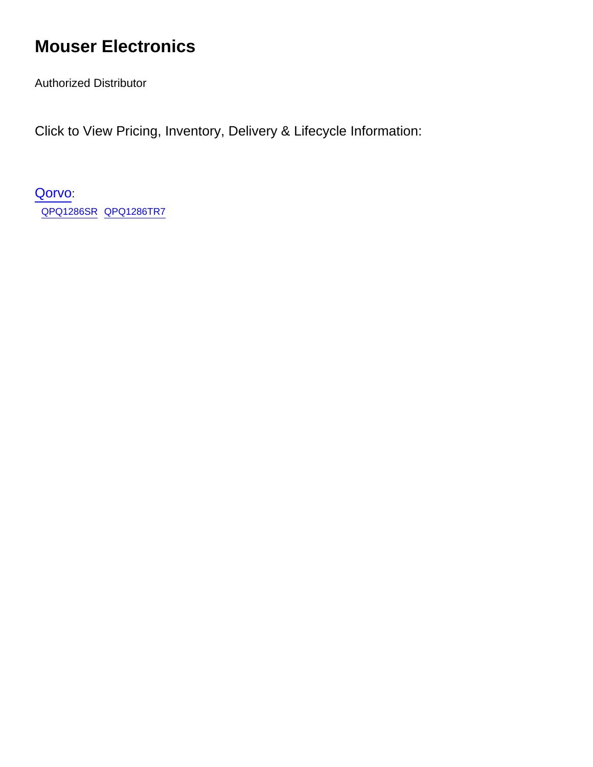# Mouser Electronics

Authorized Distributor

Click to View Pricing, Inventory, Delivery & Lifecycle Information:

Qorvo:

QPQ1286SR QPQ1286TR7